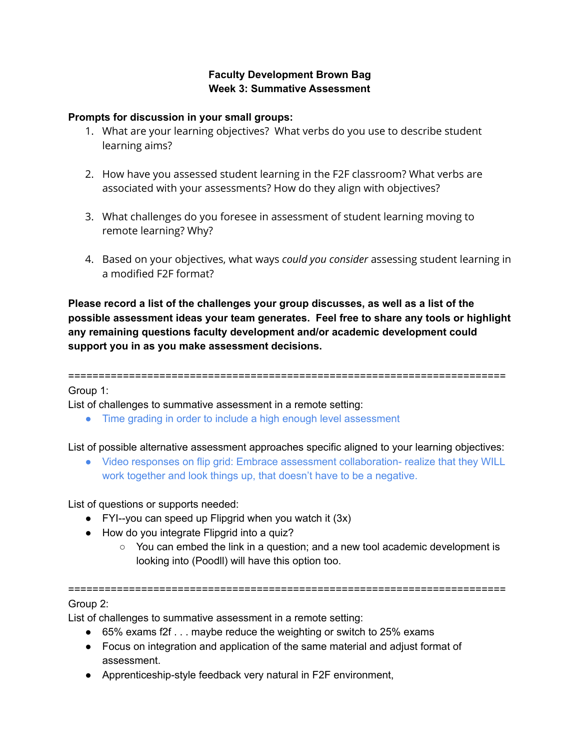**Faculty Development Brown Bag**
**Week 3: Summative Assessment**

**Prompts for discussion in your small groups:**

1. What are your learning objectives? What verbs do you use to describe student learning aims?

2. How have you assessed student learning in the F2F classroom? What verbs are associated with your assessments? How do they align with objectives?

3. What challenges do you foresee in assessment of student learning moving to remote learning? Why?

4. Based on your objectives, what ways *could you consider* assessing student learning in a modified F2F format?

**Please record a list of the challenges your group discusses, as well as a list of the possible assessment ideas your team generates. Feel free to share any tools or highlight any remaining questions faculty development and/or academic development could support you in as you make assessment decisions.**

========================================================================

Group 1:

List of challenges to summative assessment in a remote setting:

- Time grading in order to include a high enough level assessment

List of possible alternative assessment approaches specific aligned to your learning objectives:

- Video responses on flip grid: Embrace assessment collaboration- realize that they WILL work together and look things up, that doesn't have to be a negative.

List of questions or supports needed:

- FYI--you can speed up Flipgrid when you watch it (3x)
- How do you integrate Flipgrid into a quiz?
    - You can embed the link in a question; and a new tool academic development is looking into (Poodll) will have this option too.

========================================================================

Group 2:

List of challenges to summative assessment in a remote setting:

- 65% exams f2f . . . maybe reduce the weighting or switch to 25% exams
- Focus on integration and application of the same material and adjust format of assessment.
- Apprenticeship-style feedback very natural in F2F environment,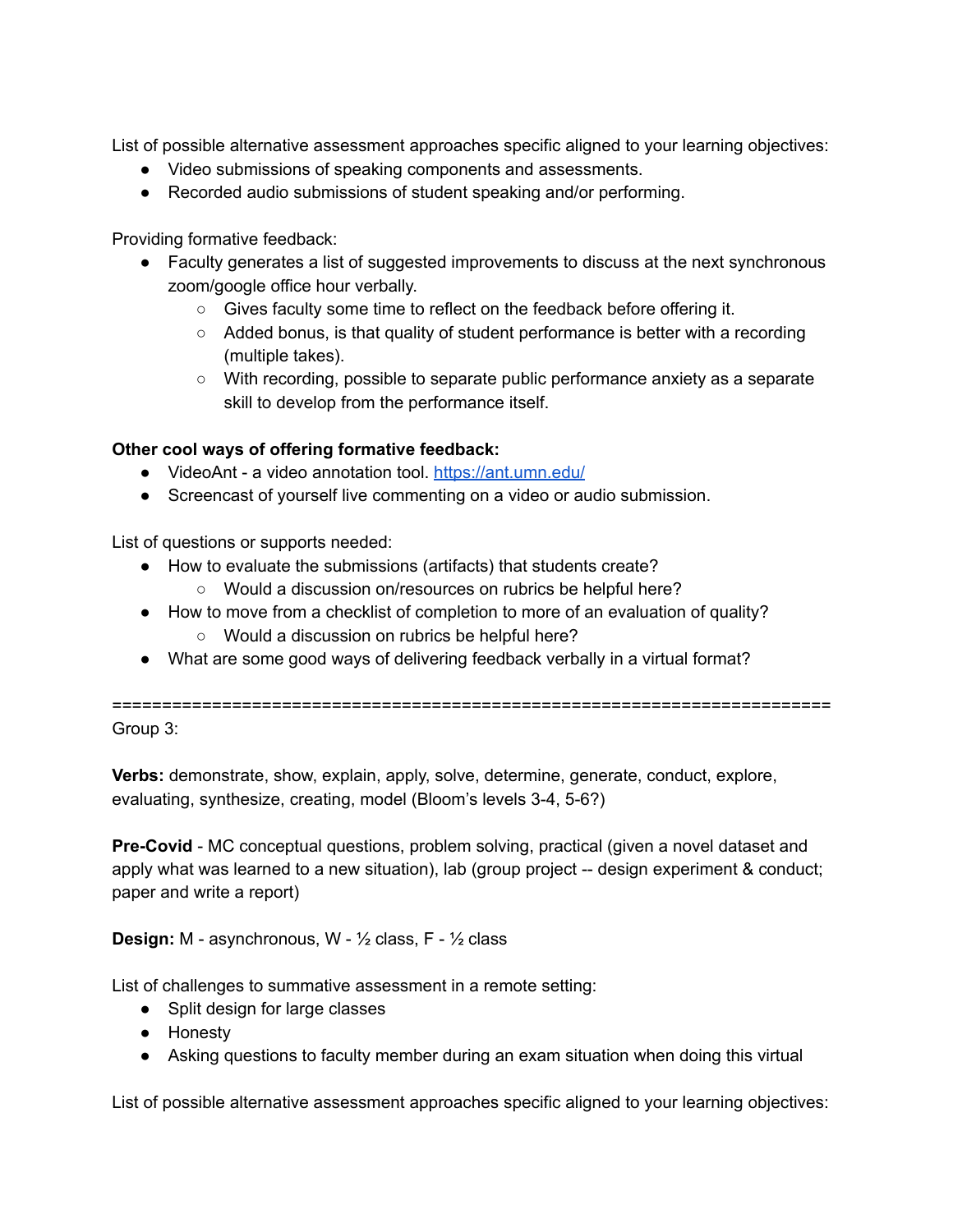List of possible alternative assessment approaches specific aligned to your learning objectives:

- Video submissions of speaking components and assessments.
- Recorded audio submissions of student speaking and/or performing.

Providing formative feedback:

- Faculty generates a list of suggested improvements to discuss at the next synchronous zoom/google office hour verbally.
  - Gives faculty some time to reflect on the feedback before offering it.
  - Added bonus, is that quality of student performance is better with a recording (multiple takes).
  - With recording, possible to separate public performance anxiety as a separate skill to develop from the performance itself.

**Other cool ways of offering formative feedback:**

- VideoAnt - a video annotation tool. [https://ant.umn.edu/](https://ant.umn.edu/)
- Screencast of yourself live commenting on a video or audio submission.

List of questions or supports needed:

- How to evaluate the submissions (artifacts) that students create?
  - Would a discussion on/resources on rubrics be helpful here?
- How to move from a checklist of completion to more of an evaluation of quality?
  - Would a discussion on rubrics be helpful here?
- What are some good ways of delivering feedback verbally in a virtual format?

========================================================================

Group 3:

**Verbs:** demonstrate, show, explain, apply, solve, determine, generate, conduct, explore, evaluating, synthesize, creating, model (Bloom's levels 3-4, 5-6?)

**Pre-Covid** - MC conceptual questions, problem solving, practical (given a novel dataset and apply what was learned to a new situation), lab (group project -- design experiment & conduct; paper and write a report)

**Design:** M - asynchronous, W - ½ class, F - ½ class

List of challenges to summative assessment in a remote setting:

- Split design for large classes
- Honesty
- Asking questions to faculty member during an exam situation when doing this virtual

List of possible alternative assessment approaches specific aligned to your learning objectives: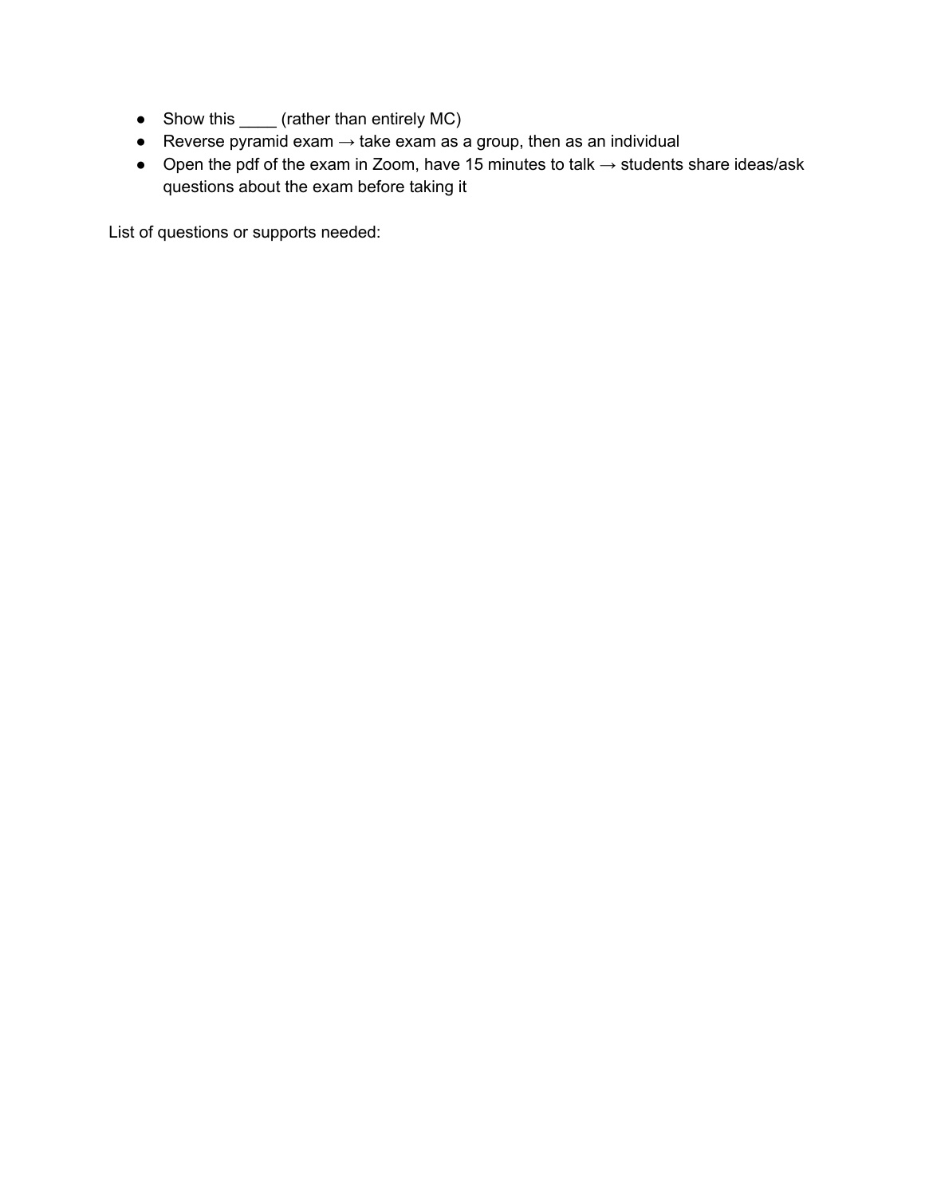- Show this ____ (rather than entirely MC)
- Reverse pyramid exam → take exam as a group, then as an individual
- Open the pdf of the exam in Zoom, have 15 minutes to talk → students share ideas/ask questions about the exam before taking it

List of questions or supports needed: